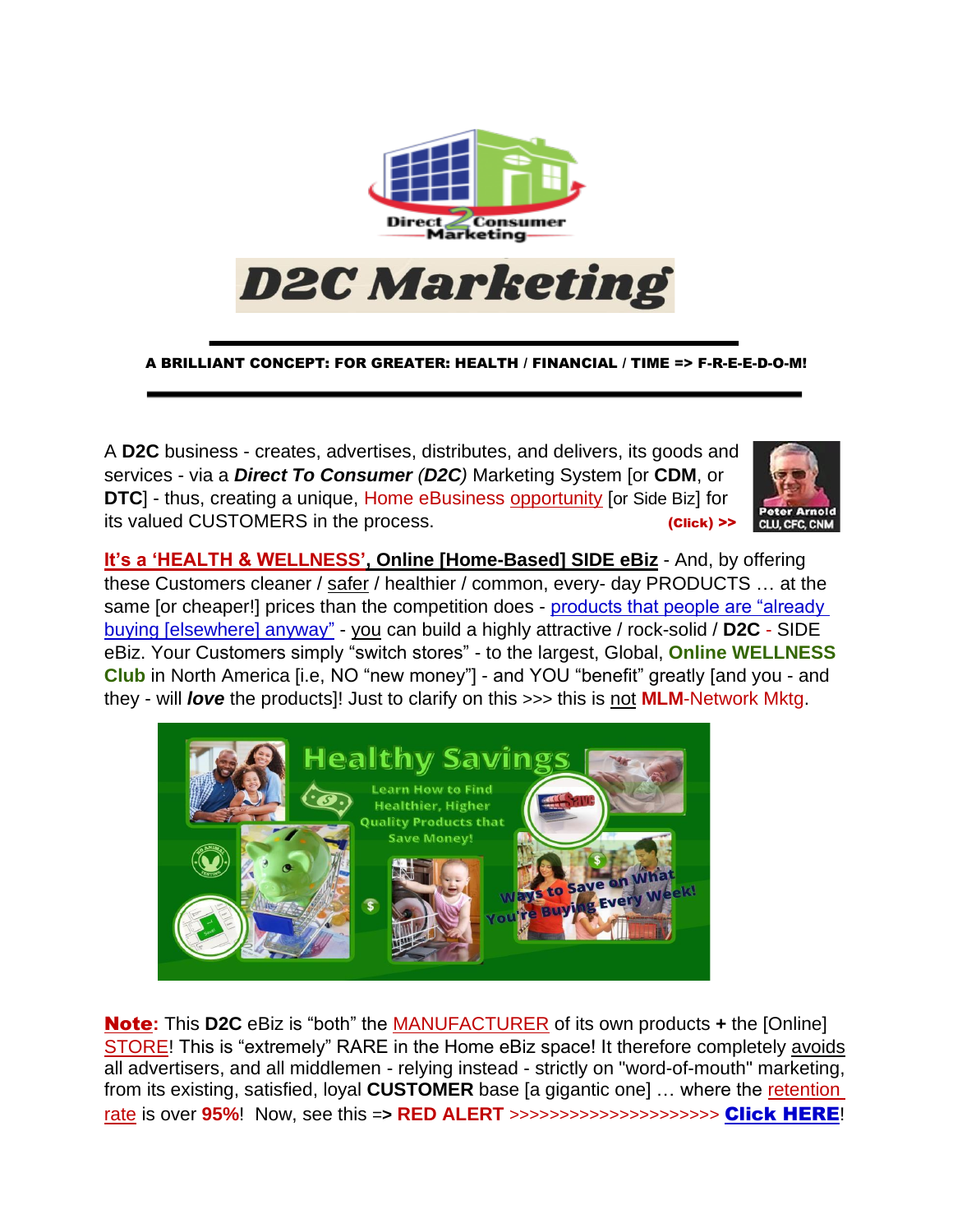# D2C Marketing

**A BRILLIANT CONCEPT: FOR GREATER: HEALTH / FINANCIAL / TIME => F-R-E-E-D-O-M!**

A **D2C** business - creates, advertises, distributes, and delivers, its goods and services - via a ***Direct To Consumer*** (***D2C***) Marketing System [or **CDM**, or **DTC**] - thus, creating a unique, Home eBusiness opportunity [or Side Biz] for its valued CUSTOMERS in the process. **(Click) >>**

Peter Arnold CLU, CFC, CNM

**It's a 'HEALTH & WELLNESS', Online [Home-Based] SIDE eBiz** - And, by offering these Customers cleaner / safer / healthier / common, every- day PRODUCTS … at the same [or cheaper!] prices than the competition does - products that people are "already buying [elsewhere] anyway" - you can build a highly attractive / rock-solid / **D2C** - SIDE eBiz. Your Customers simply "switch stores" - to the largest, Global, **Online WELLNESS Club** in North America [i.e, NO "new money"] - and YOU "benefit" greatly [and you - and they - will ***love*** the products]! Just to clarify on this >>> this is not **MLM**-Network Mktg.

**Note:** This **D2C** eBiz is "both" the MANUFACTURER of its own products **+** the [Online] STORE! This is "extremely" RARE in the Home eBiz space! It therefore completely avoids all advertisers, and all middlemen - relying instead - strictly on "word-of-mouth" marketing, from its existing, satisfied, loyal **CUSTOMER** base [a gigantic one] … where the retention rate is over **95%**! Now, see this => **RED ALERT** >>>>>>>>>>>>>>>>>>>>> **Click HERE**!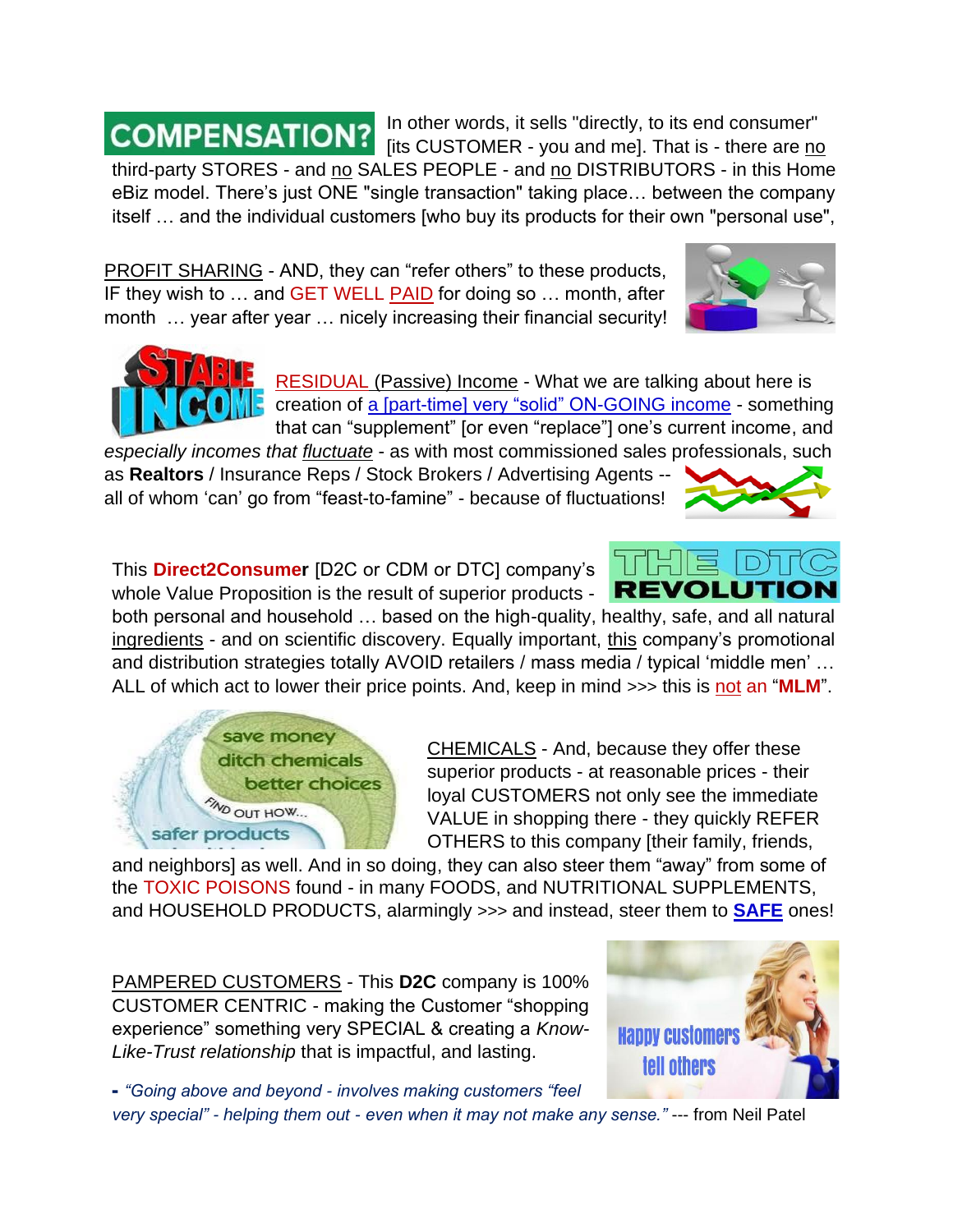**COMPENSATION?** In other words, it sells "directly, to its end consumer" [its CUSTOMER - you and me]. That is - there are no third-party STORES - and no SALES PEOPLE - and no DISTRIBUTORS - in this Home eBiz model. There's just ONE "single transaction" taking place… between the company itself … and the individual customers [who buy its products for their own "personal use",

PROFIT SHARING - AND, they can "refer others" to these products, IF they wish to … and GET WELL PAID for doing so … month, after month … year after year … nicely increasing their financial security!

RESIDUAL (Passive) Income - What we are talking about here is creation of a [part-time] very "solid" ON-GOING income - something that can "supplement" [or even "replace"] one's current income, and *especially incomes that fluctuate* - as with most commissioned sales professionals, such as **Realtors** / Insurance Reps / Stock Brokers / Advertising Agents -- all of whom 'can' go from "feast-to-famine" - because of fluctuations!

This **Direct2Consumer** [D2C or CDM or DTC] company's whole Value Proposition is the result of superior products - both personal and household … based on the high-quality, healthy, safe, and all natural ingredients - and on scientific discovery. Equally important, this company's promotional and distribution strategies totally AVOID retailers / mass media / typical 'middle men' … ALL of which act to lower their price points. And, keep in mind >>> this is not an "**MLM**".

CHEMICALS - And, because they offer these superior products - at reasonable prices - their loyal CUSTOMERS not only see the immediate VALUE in shopping there - they quickly REFER OTHERS to this company [their family, friends, and neighbors] as well. And in so doing, they can also steer them "away" from some of the TOXIC POISONS found - in many FOODS, and NUTRITIONAL SUPPLEMENTS, and HOUSEHOLD PRODUCTS, alarmingly >>> and instead, steer them to **SAFE** ones!

PAMPERED CUSTOMERS - This **D2C** company is 100% CUSTOMER CENTRIC - making the Customer "shopping experience" something very SPECIAL & creating a *Know-Like-Trust relationship* that is impactful, and lasting.

**-** *"Going above and beyond - involves making customers "feel very special" - helping them out - even when it may not make any sense."* --- from Neil Patel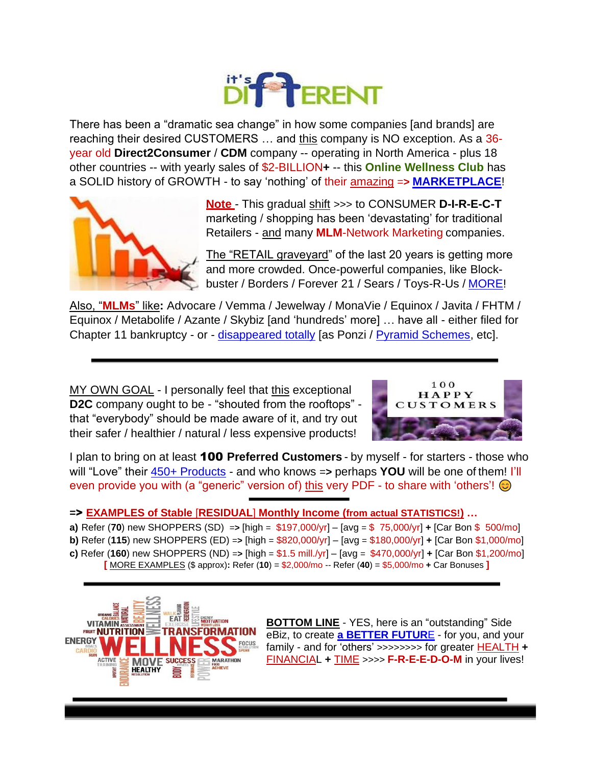it's DIFFERENT

There has been a "dramatic sea change" in how some companies [and brands] are reaching their desired CUSTOMERS … and this company is NO exception. As a 36-year old **Direct2Consumer** / **CDM** company -- operating in North America - plus 18 other countries -- with yearly sales of $2-BILLION**+** -- this **Online Wellness Club** has a SOLID history of GROWTH - to say 'nothing' of their amazing => **MARKETPLACE**!

**Note** - This gradual shift >>> to CONSUMER **D-I-R-E-C-T** marketing / shopping has been 'devastating' for traditional Retailers - and many **MLM**-Network Marketing companies.

The "RETAIL graveyard" of the last 20 years is getting more and more crowded. Once-powerful companies, like Block-buster / Borders / Forever 21 / Sears / Toys-R-Us / MORE!

Also, "**MLMs**" like**:** Advocare / Vemma / Jewelway / MonaVie / Equinox / Javita / FHTM / Equinox / Metabolife / Azante / Skybiz [and 'hundreds' more] … have all - either filed for Chapter 11 bankruptcy - or - disappeared totally [as Ponzi / Pyramid Schemes, etc].

---

MY OWN GOAL - I personally feel that this exceptional **D2C** company ought to be - "shouted from the rooftops" - that "everybody" should be made aware of it, and try out their safer / healthier / natural / less expensive products!

100 HAPPY CUSTOMERS

I plan to bring on at least **100 Preferred Customers** - by myself - for starters - those who will "Love" their 450+ Products - and who knows => perhaps **YOU** will be one of them! I'll even provide you with (a "generic" version of) this very PDF - to share with 'others'! 😊

---

**=> EXAMPLES of Stable [RESIDUAL] Monthly Income (from actual STATISTICS!) …**

**a)** Refer (**70**) new SHOPPERS (SD) => [high = $197,000/yr] – [avg = $ 75,000/yr] **+** [Car Bon $ 500/mo]
**b)** Refer (**115**) new SHOPPERS (ED) => [high = $820,000/yr] – [avg = $180,000/yr] **+** [Car Bon $1,000/mo]
**c)** Refer (**160**) new SHOPPERS (ND) => [high = $1.5 mill./yr] – [avg = $470,000/yr] **+** [Car Bon $1,200/mo]

**[** MORE EXAMPLES ($ approx)**:** Refer (**10**) = $2,000/mo -- Refer (**40**) = $5,000/mo **+** Car Bonuses **]**

---

**BOTTOM LINE** - YES, here is an "outstanding" Side eBiz, to create **a BETTER FUTURE** - for you, and your family - and for 'others' >>>>>>>> for greater HEALTH **+** FINANCIAL **+** TIME >>>> **F-R-E-E-D-O-M** in your lives!